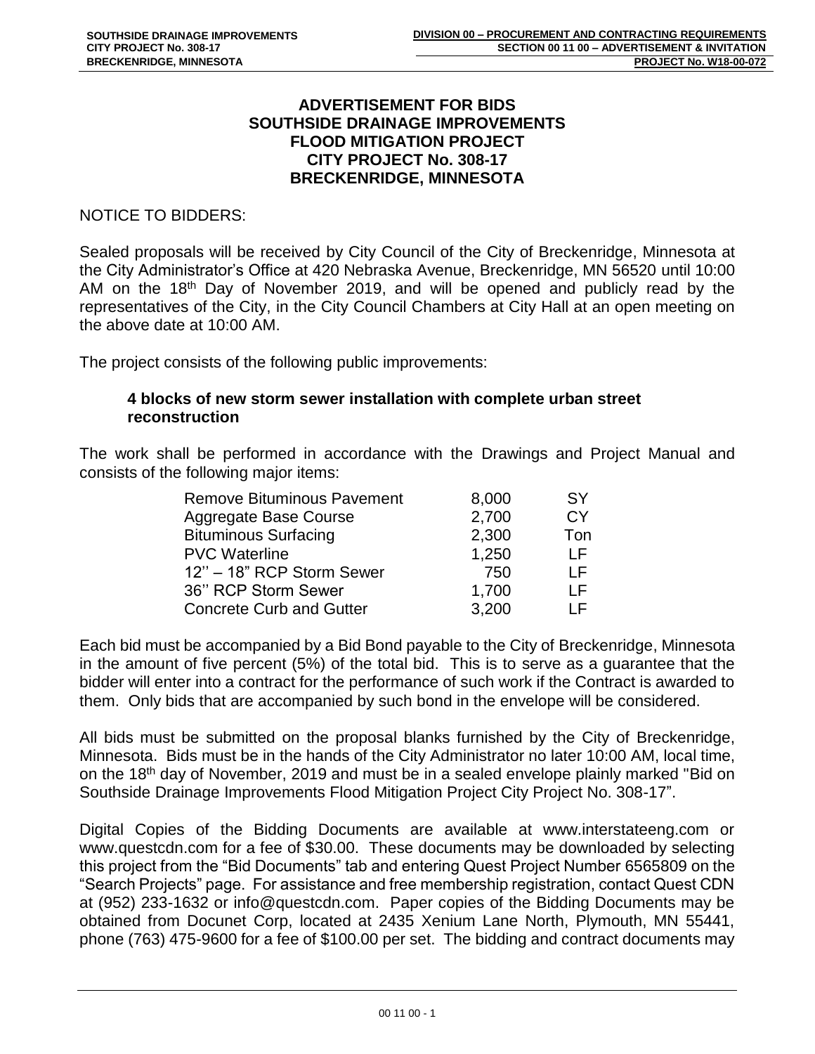# ADVERTISEMENT FOR BIDS
# SOUTHSIDE DRAINAGE IMPROVEMENTS
# FLOOD MITIGATION PROJECT
# CITY PROJECT No. 308-17
# BRECKENRIDGE, MINNESOTA

NOTICE TO BIDDERS:

Sealed proposals will be received by City Council of the City of Breckenridge, Minnesota at the City Administrator's Office at 420 Nebraska Avenue, Breckenridge, MN 56520 until 10:00 AM on the 18th Day of November 2019, and will be opened and publicly read by the representatives of the City, in the City Council Chambers at City Hall at an open meeting on the above date at 10:00 AM.

The project consists of the following public improvements:

**4 blocks of new storm sewer installation with complete urban street reconstruction**

The work shall be performed in accordance with the Drawings and Project Manual and consists of the following major items:

| Item | Quantity | Unit |
|---|---|---|
| Remove Bituminous Pavement | 8,000 | SY |
| Aggregate Base Course | 2,700 | CY |
| Bituminous Surfacing | 2,300 | Ton |
| PVC Waterline | 1,250 | LF |
| 12'' – 18" RCP Storm Sewer | 750 | LF |
| 36'' RCP Storm Sewer | 1,700 | LF |
| Concrete Curb and Gutter | 3,200 | LF |

Each bid must be accompanied by a Bid Bond payable to the City of Breckenridge, Minnesota in the amount of five percent (5%) of the total bid. This is to serve as a guarantee that the bidder will enter into a contract for the performance of such work if the Contract is awarded to them. Only bids that are accompanied by such bond in the envelope will be considered.

All bids must be submitted on the proposal blanks furnished by the City of Breckenridge, Minnesota. Bids must be in the hands of the City Administrator no later 10:00 AM, local time, on the 18th day of November, 2019 and must be in a sealed envelope plainly marked "Bid on Southside Drainage Improvements Flood Mitigation Project City Project No. 308-17".

Digital Copies of the Bidding Documents are available at www.interstateeng.com or www.questcdn.com for a fee of $30.00. These documents may be downloaded by selecting this project from the "Bid Documents" tab and entering Quest Project Number 6565809 on the "Search Projects" page. For assistance and free membership registration, contact Quest CDN at (952) 233-1632 or info@questcdn.com. Paper copies of the Bidding Documents may be obtained from Docunet Corp, located at 2435 Xenium Lane North, Plymouth, MN 55441, phone (763) 475-9600 for a fee of $100.00 per set. The bidding and contract documents may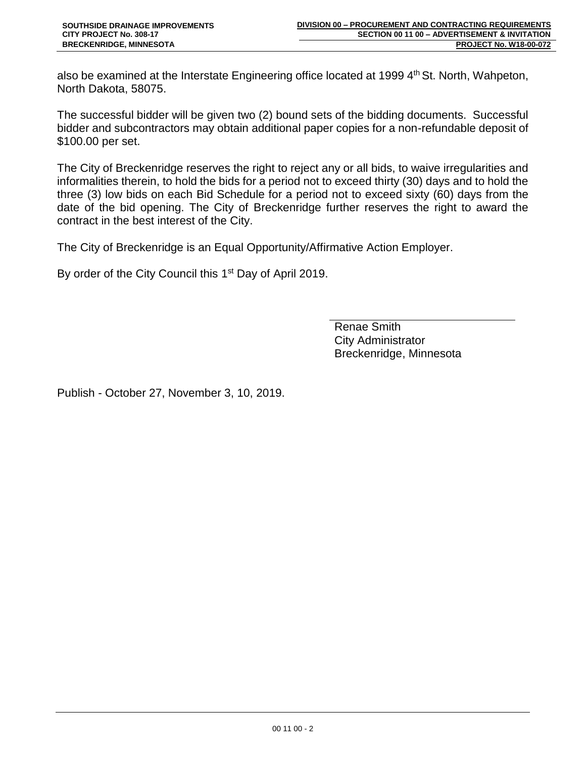also be examined at the Interstate Engineering office located at 1999 4th St. North, Wahpeton, North Dakota, 58075.

The successful bidder will be given two (2) bound sets of the bidding documents. Successful bidder and subcontractors may obtain additional paper copies for a non-refundable deposit of $100.00 per set.

The City of Breckenridge reserves the right to reject any or all bids, to waive irregularities and informalities therein, to hold the bids for a period not to exceed thirty (30) days and to hold the three (3) low bids on each Bid Schedule for a period not to exceed sixty (60) days from the date of the bid opening. The City of Breckenridge further reserves the right to award the contract in the best interest of the City.

The City of Breckenridge is an Equal Opportunity/Affirmative Action Employer.

By order of the City Council this 1st Day of April 2019.

Renae Smith
City Administrator
Breckenridge, Minnesota

Publish - October 27, November 3, 10, 2019.